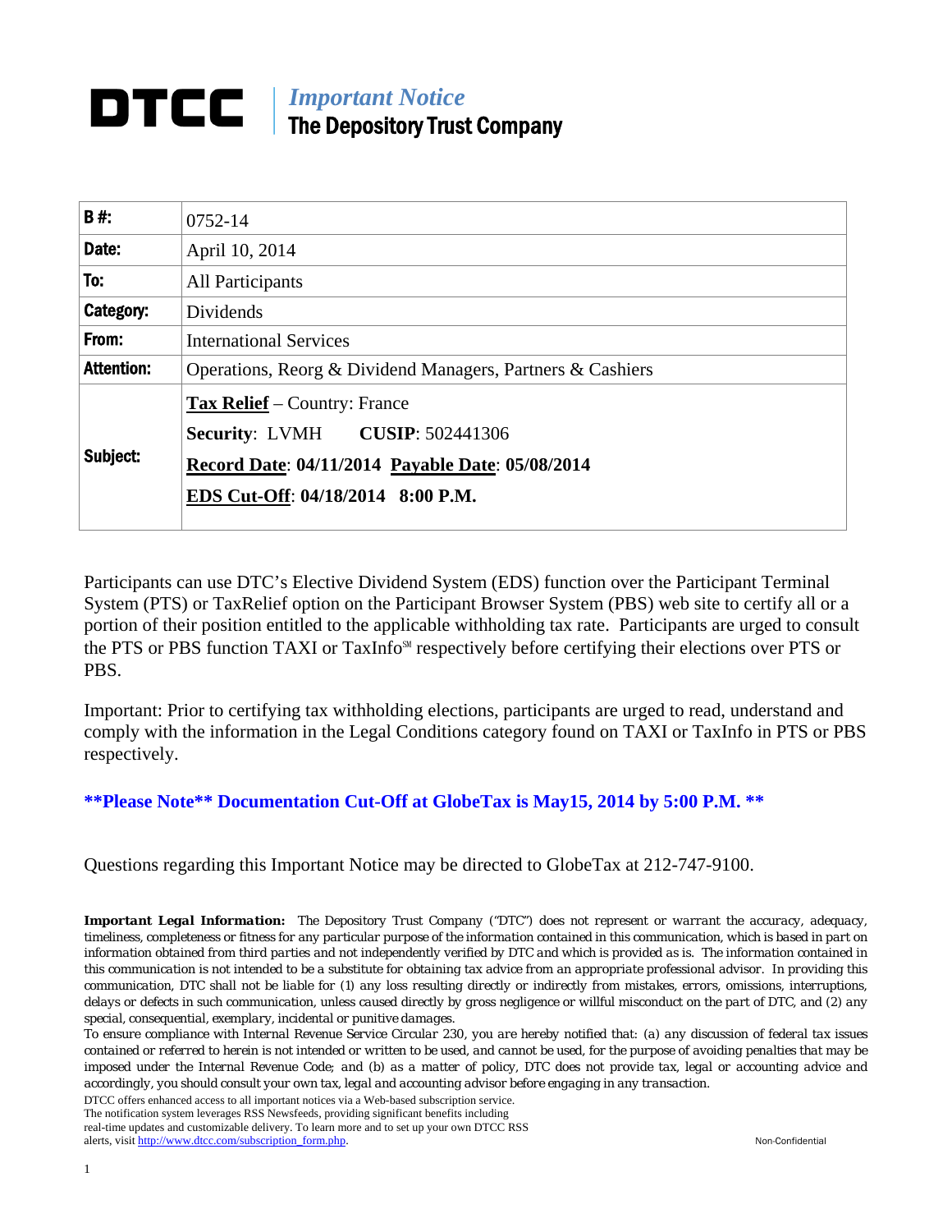# DTCC | *Important Notice* The Depository Trust Company

| **B #:** | 0752-14 |
|---|---|
| **Date:** | April 10, 2014 |
| **To:** | All Participants |
| **Category:** | Dividends |
| **From:** | International Services |
| **Attention:** | Operations, Reorg & Dividend Managers, Partners & Cashiers |
| **Subject:** | **Tax Relief** – Country: France<br>**Security**: LVMH **CUSIP**: 502441306<br>**Record Date**: **04/11/2014** **Payable Date**: **05/08/2014**<br>**EDS Cut-Off**: **04/18/2014 8:00 P.M.** |

Participants can use DTC's Elective Dividend System (EDS) function over the Participant Terminal System (PTS) or TaxRelief option on the Participant Browser System (PBS) web site to certify all or a portion of their position entitled to the applicable withholding tax rate. Participants are urged to consult the PTS or PBS function TAXI or TaxInfo℠ respectively before certifying their elections over PTS or PBS.

Important: Prior to certifying tax withholding elections, participants are urged to read, understand and comply with the information in the Legal Conditions category found on TAXI or TaxInfo in PTS or PBS respectively.

**\*\*Please Note\*\* Documentation Cut-Off at GlobeTax is May15, 2014 by 5:00 P.M. \*\***

Questions regarding this Important Notice may be directed to GlobeTax at 212-747-9100.

***Important Legal Information:*** *The Depository Trust Company ("DTC") does not represent or warrant the accuracy, adequacy, timeliness, completeness or fitness for any particular purpose of the information contained in this communication, which is based in part on information obtained from third parties and not independently verified by DTC and which is provided as is. The information contained in this communication is not intended to be a substitute for obtaining tax advice from an appropriate professional advisor. In providing this communication, DTC shall not be liable for (1) any loss resulting directly or indirectly from mistakes, errors, omissions, interruptions, delays or defects in such communication, unless caused directly by gross negligence or willful misconduct on the part of DTC, and (2) any special, consequential, exemplary, incidental or punitive damages.*

*To ensure compliance with Internal Revenue Service Circular 230, you are hereby notified that: (a) any discussion of federal tax issues contained or referred to herein is not intended or written to be used, and cannot be used, for the purpose of avoiding penalties that may be imposed under the Internal Revenue Code; and (b) as a matter of policy, DTC does not provide tax, legal or accounting advice and accordingly, you should consult your own tax, legal and accounting advisor before engaging in any transaction.*

DTCC offers enhanced access to all important notices via a Web-based subscription service. The notification system leverages RSS Newsfeeds, providing significant benefits including real-time updates and customizable delivery. To learn more and to set up your own DTCC RSS alerts, visit http://www.dtcc.com/subscription_form.php.

Non-Confidential